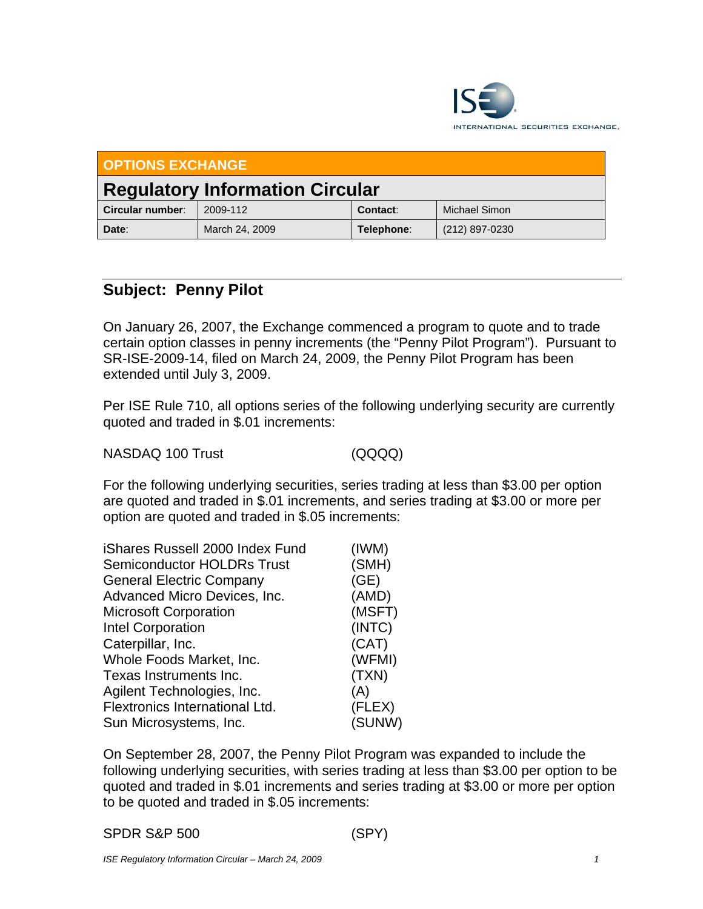**OPTIONS EXCHANGE**

## Regulatory Information Circular

| Circular number: | 2009-112 | Contact: | Michael Simon |
|---|---|---|---|
| Date: | March 24, 2009 | Telephone: | (212) 897-0230 |

## Subject: Penny Pilot

On January 26, 2007, the Exchange commenced a program to quote and to trade certain option classes in penny increments (the "Penny Pilot Program"). Pursuant to SR-ISE-2009-14, filed on March 24, 2009, the Penny Pilot Program has been extended until July 3, 2009.

Per ISE Rule 710, all options series of the following underlying security are currently quoted and traded in $.01 increments:

| | |
|---|---|
| NASDAQ 100 Trust | (QQQQ) |

For the following underlying securities, series trading at less than $3.00 per option are quoted and traded in $.01 increments, and series trading at $3.00 or more per option are quoted and traded in $.05 increments:

| | |
|---|---|
| iShares Russell 2000 Index Fund | (IWM) |
| Semiconductor HOLDRs Trust | (SMH) |
| General Electric Company | (GE) |
| Advanced Micro Devices, Inc. | (AMD) |
| Microsoft Corporation | (MSFT) |
| Intel Corporation | (INTC) |
| Caterpillar, Inc. | (CAT) |
| Whole Foods Market, Inc. | (WFMI) |
| Texas Instruments Inc. | (TXN) |
| Agilent Technologies, Inc. | (A) |
| Flextronics International Ltd. | (FLEX) |
| Sun Microsystems, Inc. | (SUNW) |

On September 28, 2007, the Penny Pilot Program was expanded to include the following underlying securities, with series trading at less than $3.00 per option to be quoted and traded in $.01 increments and series trading at $3.00 or more per option to be quoted and traded in $.05 increments:

| | |
|---|---|
| SPDR S&P 500 | (SPY) |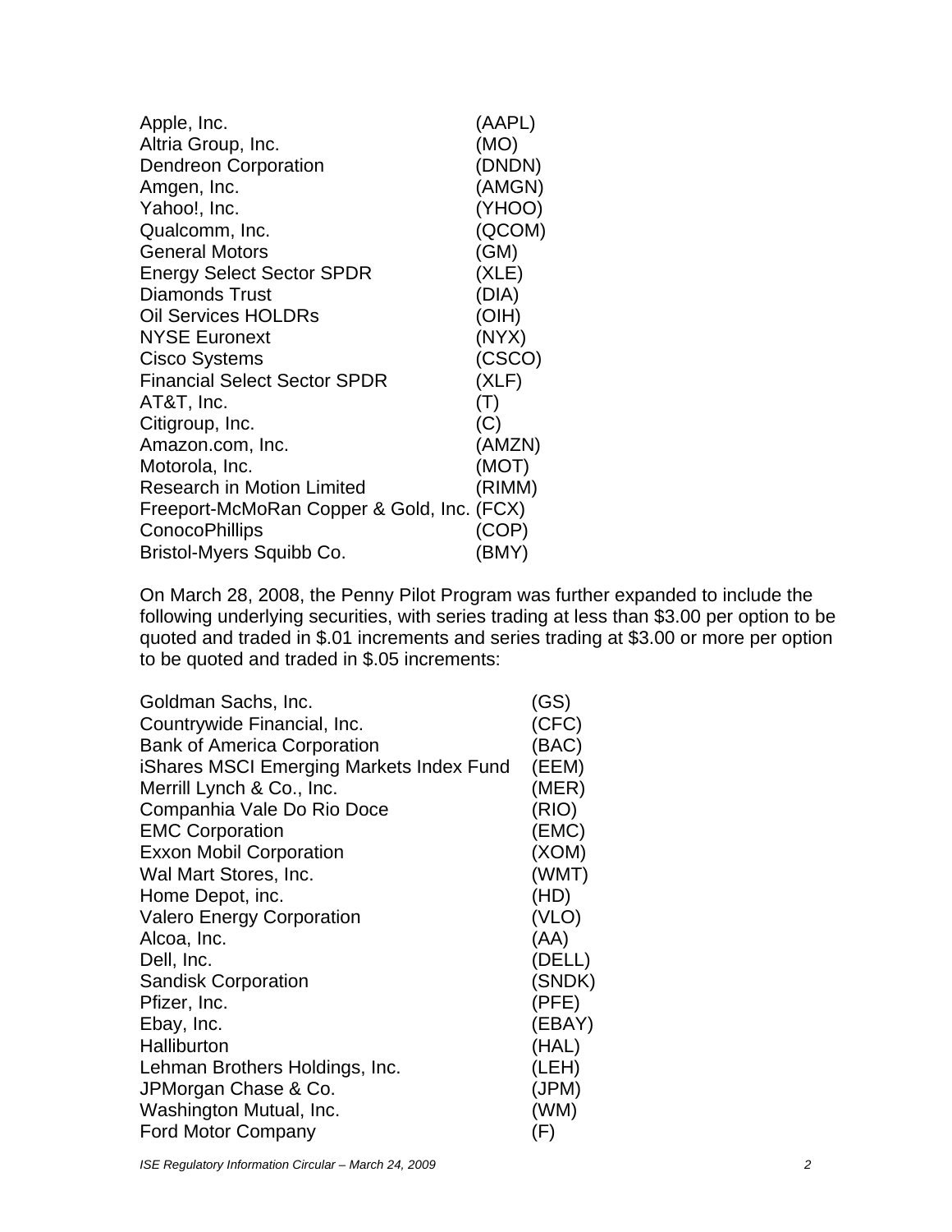| | |
|---|---|
| Apple, Inc. | (AAPL) |
| Altria Group, Inc. | (MO) |
| Dendreon Corporation | (DNDN) |
| Amgen, Inc. | (AMGN) |
| Yahoo!, Inc. | (YHOO) |
| Qualcomm, Inc. | (QCOM) |
| General Motors | (GM) |
| Energy Select Sector SPDR | (XLE) |
| Diamonds Trust | (DIA) |
| Oil Services HOLDRs | (OIH) |
| NYSE Euronext | (NYX) |
| Cisco Systems | (CSCO) |
| Financial Select Sector SPDR | (XLF) |
| AT&T, Inc. | (T) |
| Citigroup, Inc. | (C) |
| Amazon.com, Inc. | (AMZN) |
| Motorola, Inc. | (MOT) |
| Research in Motion Limited | (RIMM) |
| Freeport-McMoRan Copper & Gold, Inc. | (FCX) |
| ConocoPhillips | (COP) |
| Bristol-Myers Squibb Co. | (BMY) |

On March 28, 2008, the Penny Pilot Program was further expanded to include the following underlying securities, with series trading at less than $3.00 per option to be quoted and traded in $.01 increments and series trading at $3.00 or more per option to be quoted and traded in $.05 increments:

| | |
|---|---|
| Goldman Sachs, Inc. | (GS) |
| Countrywide Financial, Inc. | (CFC) |
| Bank of America Corporation | (BAC) |
| iShares MSCI Emerging Markets Index Fund | (EEM) |
| Merrill Lynch & Co., Inc. | (MER) |
| Companhia Vale Do Rio Doce | (RIO) |
| EMC Corporation | (EMC) |
| Exxon Mobil Corporation | (XOM) |
| Wal Mart Stores, Inc. | (WMT) |
| Home Depot, inc. | (HD) |
| Valero Energy Corporation | (VLO) |
| Alcoa, Inc. | (AA) |
| Dell, Inc. | (DELL) |
| Sandisk Corporation | (SNDK) |
| Pfizer, Inc. | (PFE) |
| Ebay, Inc. | (EBAY) |
| Halliburton | (HAL) |
| Lehman Brothers Holdings, Inc. | (LEH) |
| JPMorgan Chase & Co. | (JPM) |
| Washington Mutual, Inc. | (WM) |
| Ford Motor Company | (F) |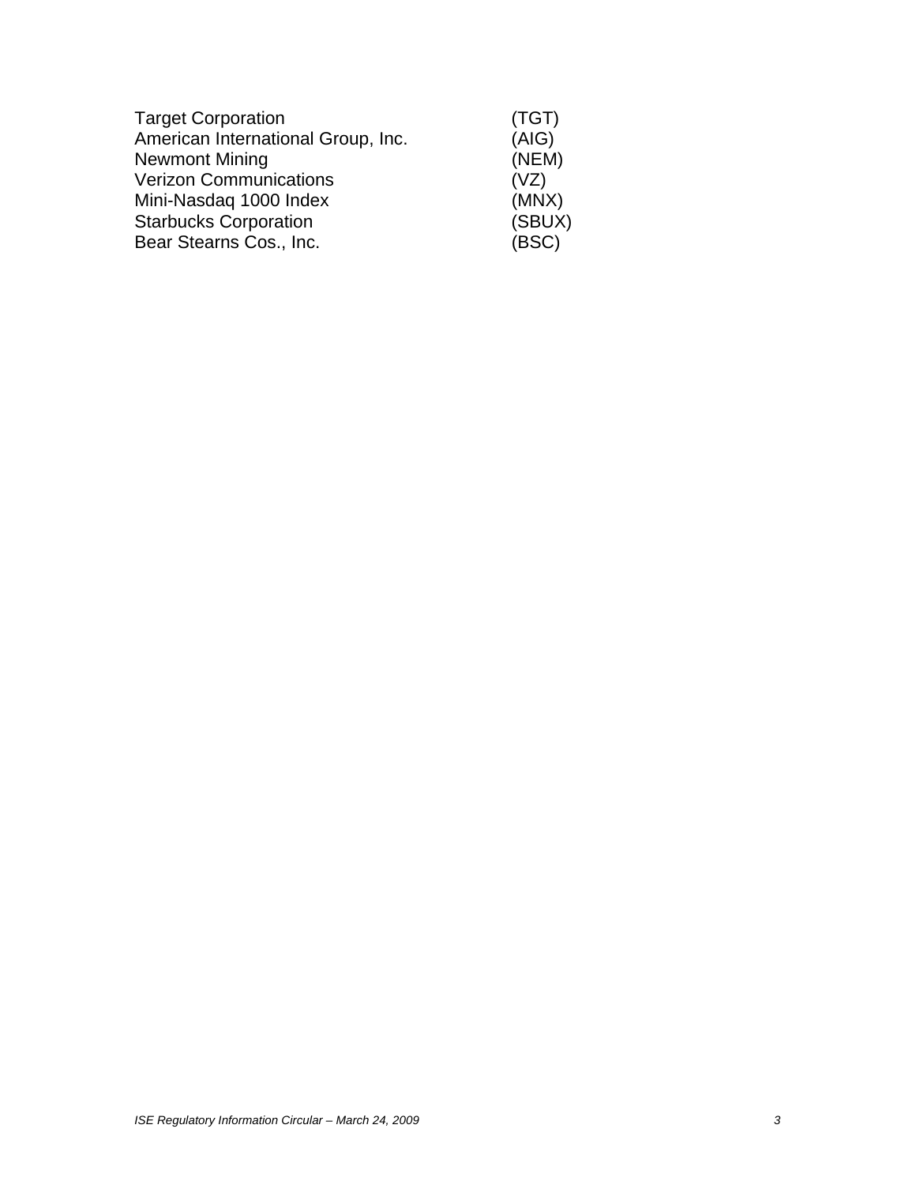| | |
|---|---|
| Target Corporation | (TGT) |
| American International Group, Inc. | (AIG) |
| Newmont Mining | (NEM) |
| Verizon Communications | (VZ) |
| Mini-Nasdaq 1000 Index | (MNX) |
| Starbucks Corporation | (SBUX) |
| Bear Stearns Cos., Inc. | (BSC) |